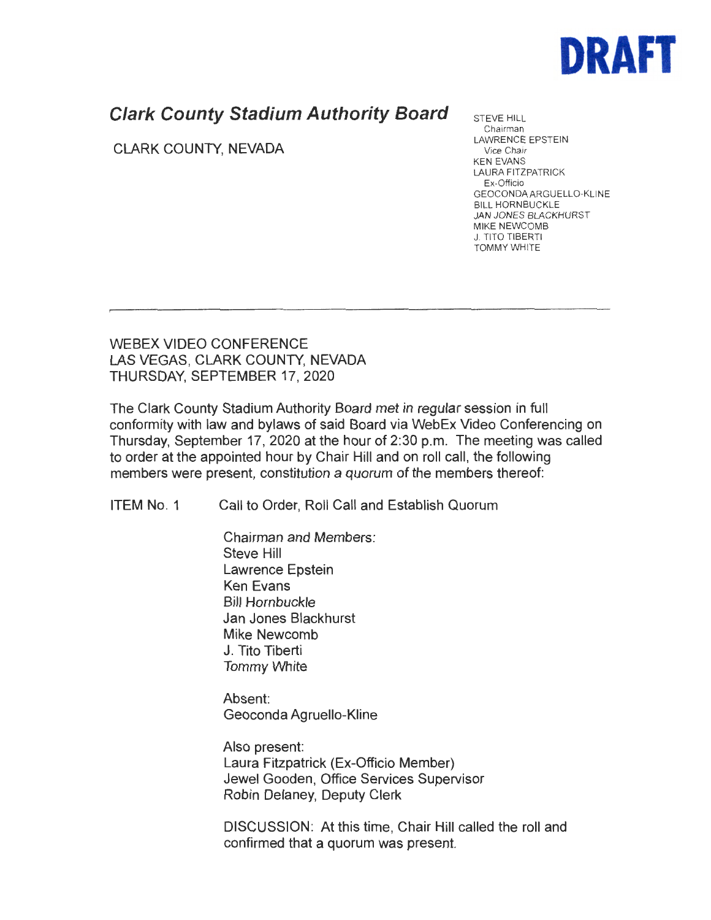**DRAFT**

# *Clark County Stadium Authority Board*

CLARK COUNTY, NEVADA

STEVE HILL
Chairman
LAWRENCE EPSTEIN
Vice Chair
KEN EVANS
LAURA FITZPATRICK
Ex-Officio
GEOCONDA ARGUELLO-KLINE
BILL HORNBUCKLE
JAN JONES BLACKHURST
MIKE NEWCOMB
J. TITO TIBERTI
TOMMY WHITE

---

WEBEX VIDEO CONFERENCE
LAS VEGAS, CLARK COUNTY, NEVADA
THURSDAY, SEPTEMBER 17, 2020

The Clark County Stadium Authority Board met in regular session in full conformity with law and bylaws of said Board via WebEx Video Conferencing on Thursday, September 17, 2020 at the hour of 2:30 p.m. The meeting was called to order at the appointed hour by Chair Hill and on roll call, the following members were present, constitution a quorum of the members thereof:

ITEM No. 1 Call to Order, Roll Call and Establish Quorum

Chairman and Members:
Steve Hill
Lawrence Epstein
Ken Evans
Bill Hornbuckle
Jan Jones Blackhurst
Mike Newcomb
J. Tito Tiberti
Tommy White

Absent:
Geoconda Agruello-Kline

Also present:
Laura Fitzpatrick (Ex-Officio Member)
Jewel Gooden, Office Services Supervisor
Robin Delaney, Deputy Clerk

DISCUSSION: At this time, Chair Hill called the roll and confirmed that a quorum was present.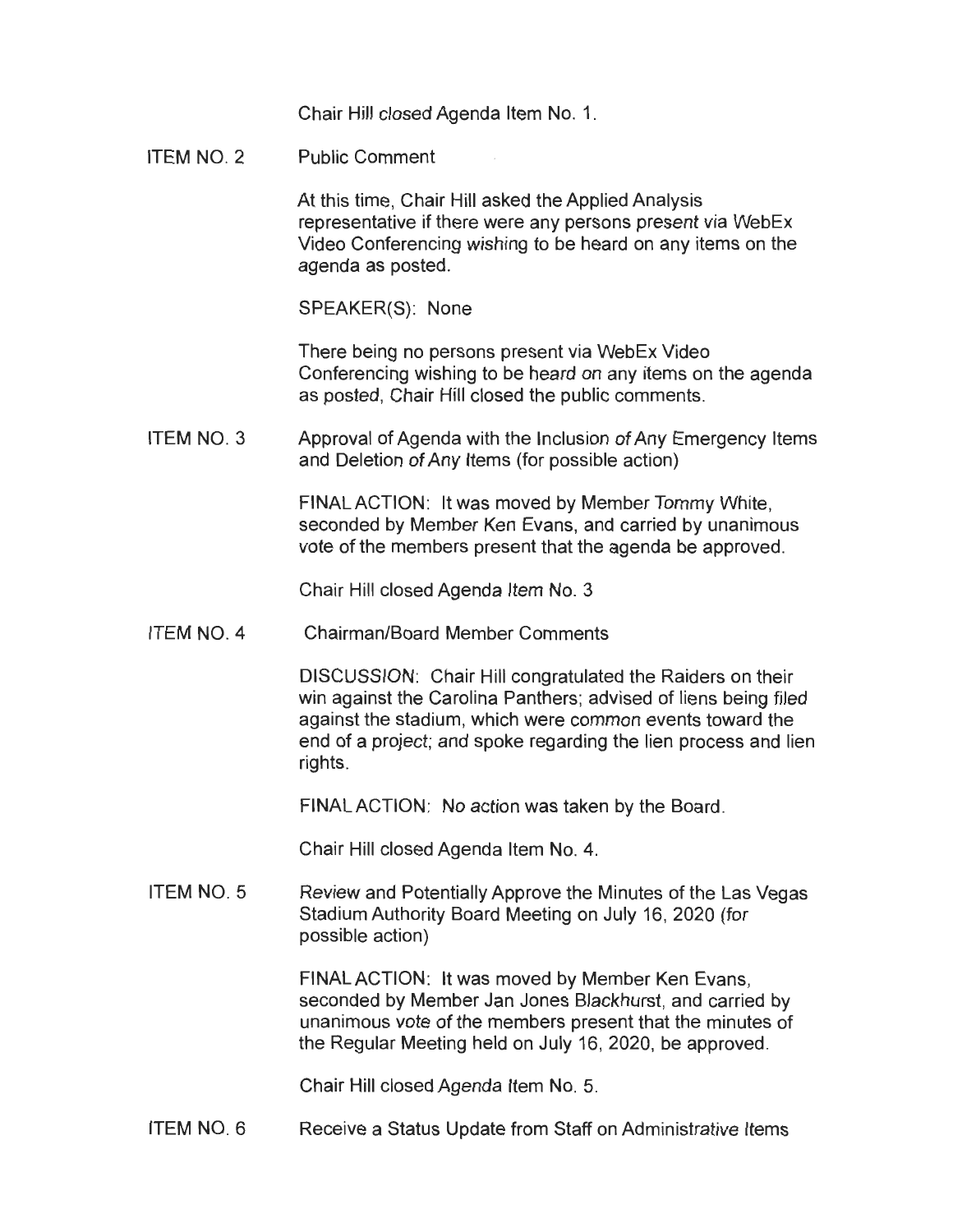Chair Hill closed Agenda Item No. 1.

ITEM NO. 2 Public Comment

At this time, Chair Hill asked the Applied Analysis representative if there were any persons present via WebEx Video Conferencing wishing to be heard on any items on the agenda as posted.

SPEAKER(S): None

There being no persons present via WebEx Video Conferencing wishing to be heard on any items on the agenda as posted, Chair Hill closed the public comments.

ITEM NO. 3 Approval of Agenda with the Inclusion of Any Emergency Items and Deletion of Any Items (for possible action)

FINAL ACTION: It was moved by Member Tommy White, seconded by Member Ken Evans, and carried by unanimous vote of the members present that the agenda be approved.

Chair Hill closed Agenda Item No. 3

ITEM NO. 4 Chairman/Board Member Comments

DISCUSSION: Chair Hill congratulated the Raiders on their win against the Carolina Panthers; advised of liens being filed against the stadium, which were common events toward the end of a project; and spoke regarding the lien process and lien rights.

FINAL ACTION: No action was taken by the Board.

Chair Hill closed Agenda Item No. 4.

ITEM NO. 5 Review and Potentially Approve the Minutes of the Las Vegas Stadium Authority Board Meeting on July 16, 2020 (for possible action)

FINAL ACTION: It was moved by Member Ken Evans, seconded by Member Jan Jones Blackhurst, and carried by unanimous vote of the members present that the minutes of the Regular Meeting held on July 16, 2020, be approved.

Chair Hill closed Agenda Item No. 5.

ITEM NO. 6 Receive a Status Update from Staff on Administrative Items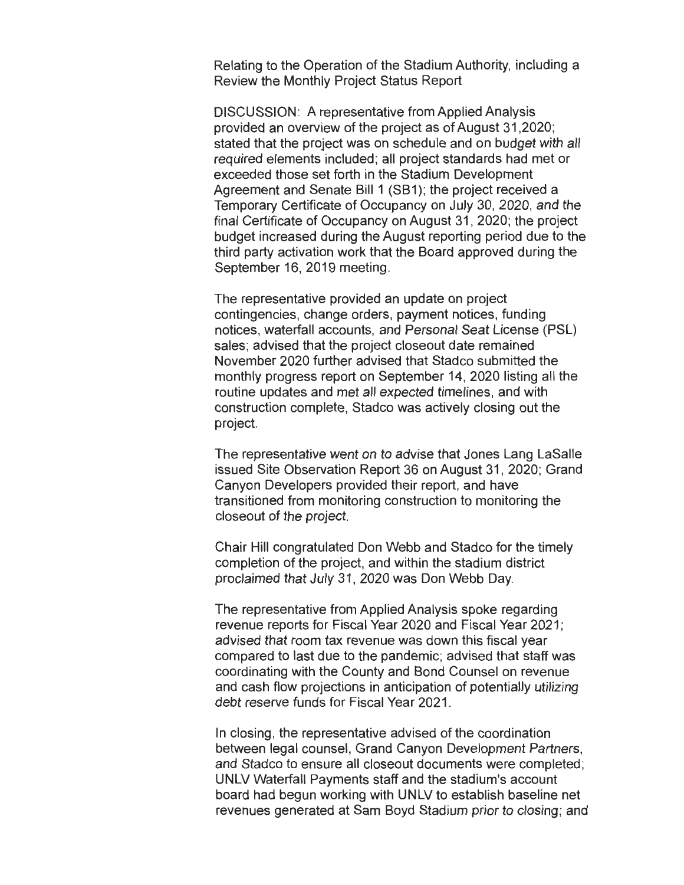Relating to the Operation of the Stadium Authority, including a Review the Monthly Project Status Report

DISCUSSION: A representative from Applied Analysis provided an overview of the project as of August 31,2020; stated that the project was on schedule and on budget with all required elements included; all project standards had met or exceeded those set forth in the Stadium Development Agreement and Senate Bill 1 (SB1); the project received a Temporary Certificate of Occupancy on July 30, 2020, and the final Certificate of Occupancy on August 31, 2020; the project budget increased during the August reporting period due to the third party activation work that the Board approved during the September 16, 2019 meeting.

The representative provided an update on project contingencies, change orders, payment notices, funding notices, waterfall accounts, and Personal Seat License (PSL) sales; advised that the project closeout date remained November 2020 further advised that Stadco submitted the monthly progress report on September 14, 2020 listing all the routine updates and met all expected timelines, and with construction complete, Stadco was actively closing out the project.

The representative went on to advise that Jones Lang LaSalle issued Site Observation Report 36 on August 31, 2020; Grand Canyon Developers provided their report, and have transitioned from monitoring construction to monitoring the closeout of the project.

Chair Hill congratulated Don Webb and Stadco for the timely completion of the project, and within the stadium district proclaimed that July 31, 2020 was Don Webb Day.

The representative from Applied Analysis spoke regarding revenue reports for Fiscal Year 2020 and Fiscal Year 2021; advised that room tax revenue was down this fiscal year compared to last due to the pandemic; advised that staff was coordinating with the County and Bond Counsel on revenue and cash flow projections in anticipation of potentially utilizing debt reserve funds for Fiscal Year 2021.

In closing, the representative advised of the coordination between legal counsel, Grand Canyon Development Partners, and Stadco to ensure all closeout documents were completed; UNLV Waterfall Payments staff and the stadium's account board had begun working with UNLV to establish baseline net revenues generated at Sam Boyd Stadium prior to closing; and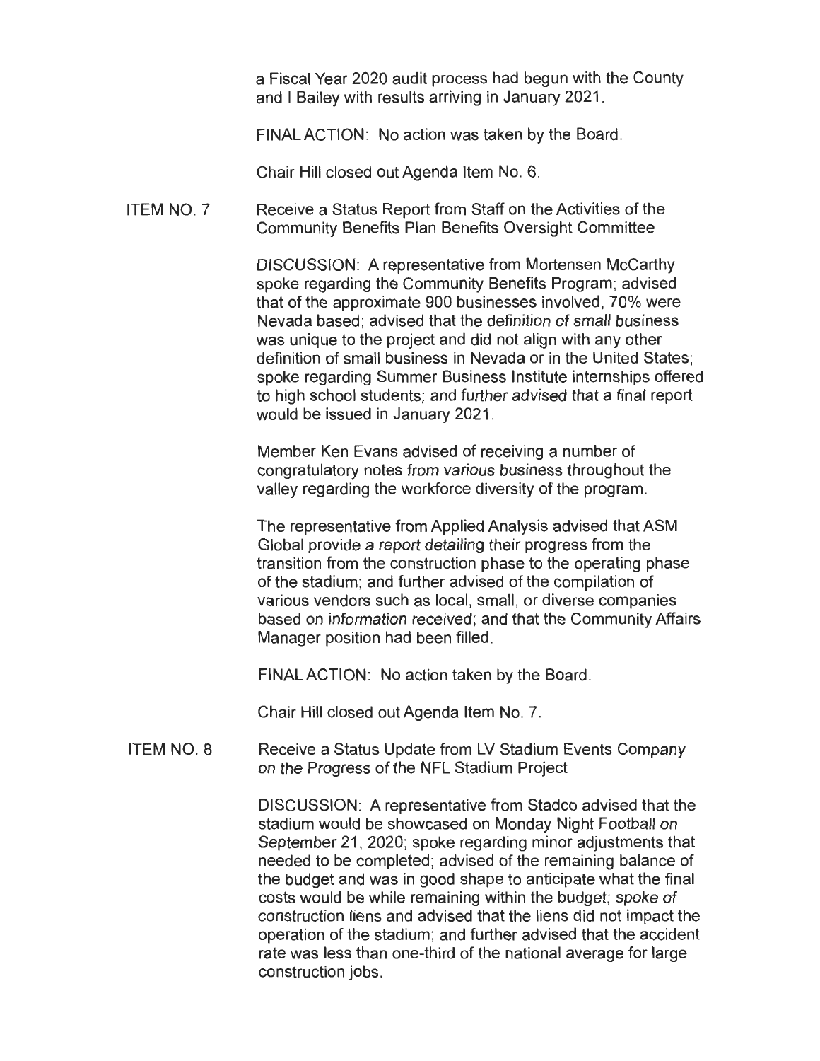a Fiscal Year 2020 audit process had begun with the County and I Bailey with results arriving in January 2021.

FINAL ACTION: No action was taken by the Board.

Chair Hill closed out Agenda Item No. 6.

ITEM NO. 7 Receive a Status Report from Staff on the Activities of the Community Benefits Plan Benefits Oversight Committee

DISCUSSION: A representative from Mortensen McCarthy spoke regarding the Community Benefits Program; advised that of the approximate 900 businesses involved, 70% were Nevada based; advised that the definition of small business was unique to the project and did not align with any other definition of small business in Nevada or in the United States; spoke regarding Summer Business Institute internships offered to high school students; and further advised that a final report would be issued in January 2021.

Member Ken Evans advised of receiving a number of congratulatory notes from various business throughout the valley regarding the workforce diversity of the program.

The representative from Applied Analysis advised that ASM Global provide a report detailing their progress from the transition from the construction phase to the operating phase of the stadium; and further advised of the compilation of various vendors such as local, small, or diverse companies based on information received; and that the Community Affairs Manager position had been filled.

FINAL ACTION: No action taken by the Board.

Chair Hill closed out Agenda Item No. 7.

ITEM NO. 8 Receive a Status Update from LV Stadium Events Company on the Progress of the NFL Stadium Project

DISCUSSION: A representative from Stadco advised that the stadium would be showcased on Monday Night Football on September 21, 2020; spoke regarding minor adjustments that needed to be completed; advised of the remaining balance of the budget and was in good shape to anticipate what the final costs would be while remaining within the budget; spoke of construction liens and advised that the liens did not impact the operation of the stadium; and further advised that the accident rate was less than one-third of the national average for large construction jobs.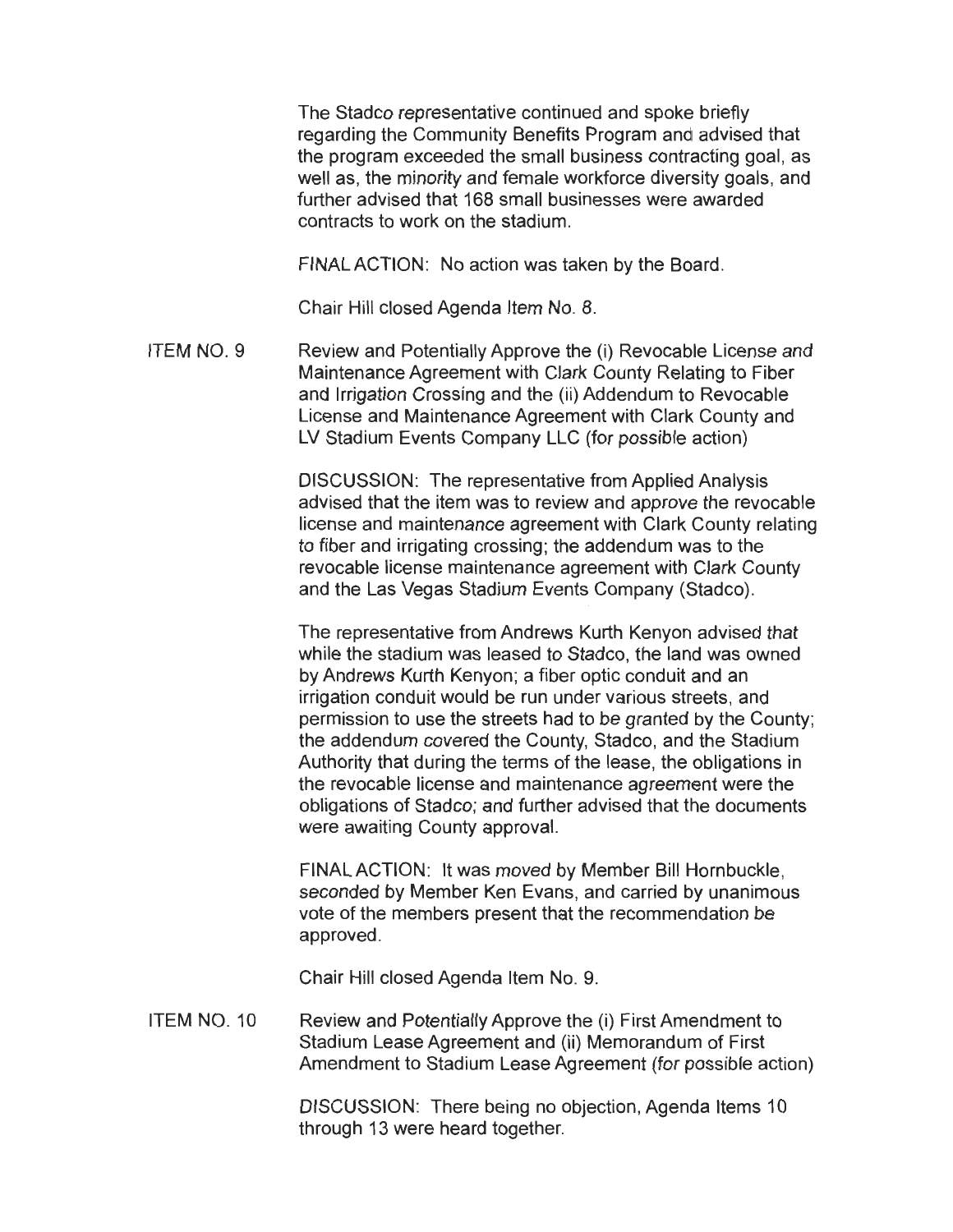The Stadco representative continued and spoke briefly regarding the Community Benefits Program and advised that the program exceeded the small business contracting goal, as well as, the minority and female workforce diversity goals, and further advised that 168 small businesses were awarded contracts to work on the stadium.

FINAL ACTION: No action was taken by the Board.

Chair Hill closed Agenda Item No. 8.

ITEM NO. 9 Review and Potentially Approve the (i) Revocable License and Maintenance Agreement with Clark County Relating to Fiber and Irrigation Crossing and the (ii) Addendum to Revocable License and Maintenance Agreement with Clark County and LV Stadium Events Company LLC (for possible action)

DISCUSSION: The representative from Applied Analysis advised that the item was to review and approve the revocable license and maintenance agreement with Clark County relating to fiber and irrigating crossing; the addendum was to the revocable license maintenance agreement with Clark County and the Las Vegas Stadium Events Company (Stadco).

The representative from Andrews Kurth Kenyon advised that while the stadium was leased to Stadco, the land was owned by Andrews Kurth Kenyon; a fiber optic conduit and an irrigation conduit would be run under various streets, and permission to use the streets had to be granted by the County; the addendum covered the County, Stadco, and the Stadium Authority that during the terms of the lease, the obligations in the revocable license and maintenance agreement were the obligations of Stadco; and further advised that the documents were awaiting County approval.

FINAL ACTION: It was moved by Member Bill Hornbuckle, seconded by Member Ken Evans, and carried by unanimous vote of the members present that the recommendation be approved.

Chair Hill closed Agenda Item No. 9.

ITEM NO. 10 Review and Potentially Approve the (i) First Amendment to Stadium Lease Agreement and (ii) Memorandum of First Amendment to Stadium Lease Agreement (for possible action)

DISCUSSION: There being no objection, Agenda Items 10 through 13 were heard together.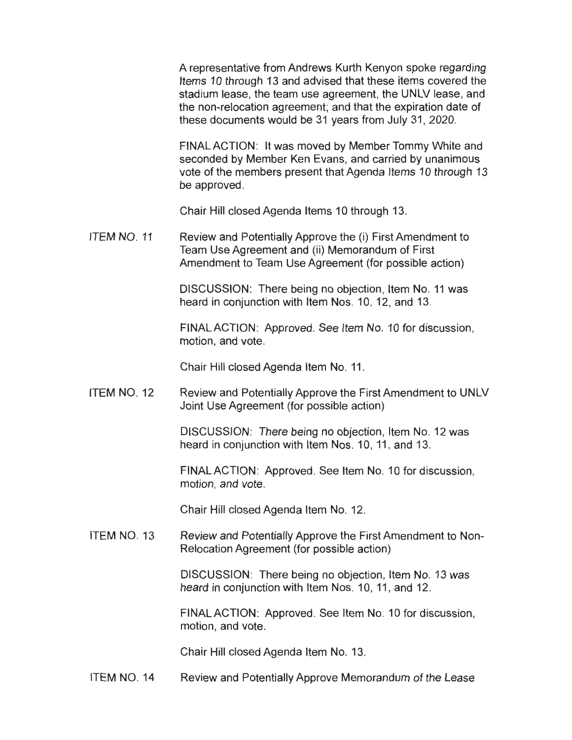A representative from Andrews Kurth Kenyon spoke regarding Items 10 through 13 and advised that these items covered the stadium lease, the team use agreement, the UNLV lease, and the non-relocation agreement; and that the expiration date of these documents would be 31 years from July 31, 2020.

FINAL ACTION: It was moved by Member Tommy White and seconded by Member Ken Evans, and carried by unanimous vote of the members present that Agenda Items 10 through 13 be approved.

Chair Hill closed Agenda Items 10 through 13.

ITEM NO. 11 Review and Potentially Approve the (i) First Amendment to Team Use Agreement and (ii) Memorandum of First Amendment to Team Use Agreement (for possible action)

DISCUSSION: There being no objection, Item No. 11 was heard in conjunction with Item Nos. 10, 12, and 13.

FINAL ACTION: Approved. See Item No. 10 for discussion, motion, and vote.

Chair Hill closed Agenda Item No. 11.

ITEM NO. 12 Review and Potentially Approve the First Amendment to UNLV Joint Use Agreement (for possible action)

DISCUSSION: There being no objection, Item No. 12 was heard in conjunction with Item Nos. 10, 11, and 13.

FINAL ACTION: Approved. See Item No. 10 for discussion, motion, and vote.

Chair Hill closed Agenda Item No. 12.

ITEM NO. 13 Review and Potentially Approve the First Amendment to Non-Relocation Agreement (for possible action)

DISCUSSION: There being no objection, Item No. 13 was heard in conjunction with Item Nos. 10, 11, and 12.

FINAL ACTION: Approved. See Item No. 10 for discussion, motion, and vote.

Chair Hill closed Agenda Item No. 13.

ITEM NO. 14 Review and Potentially Approve Memorandum of the Lease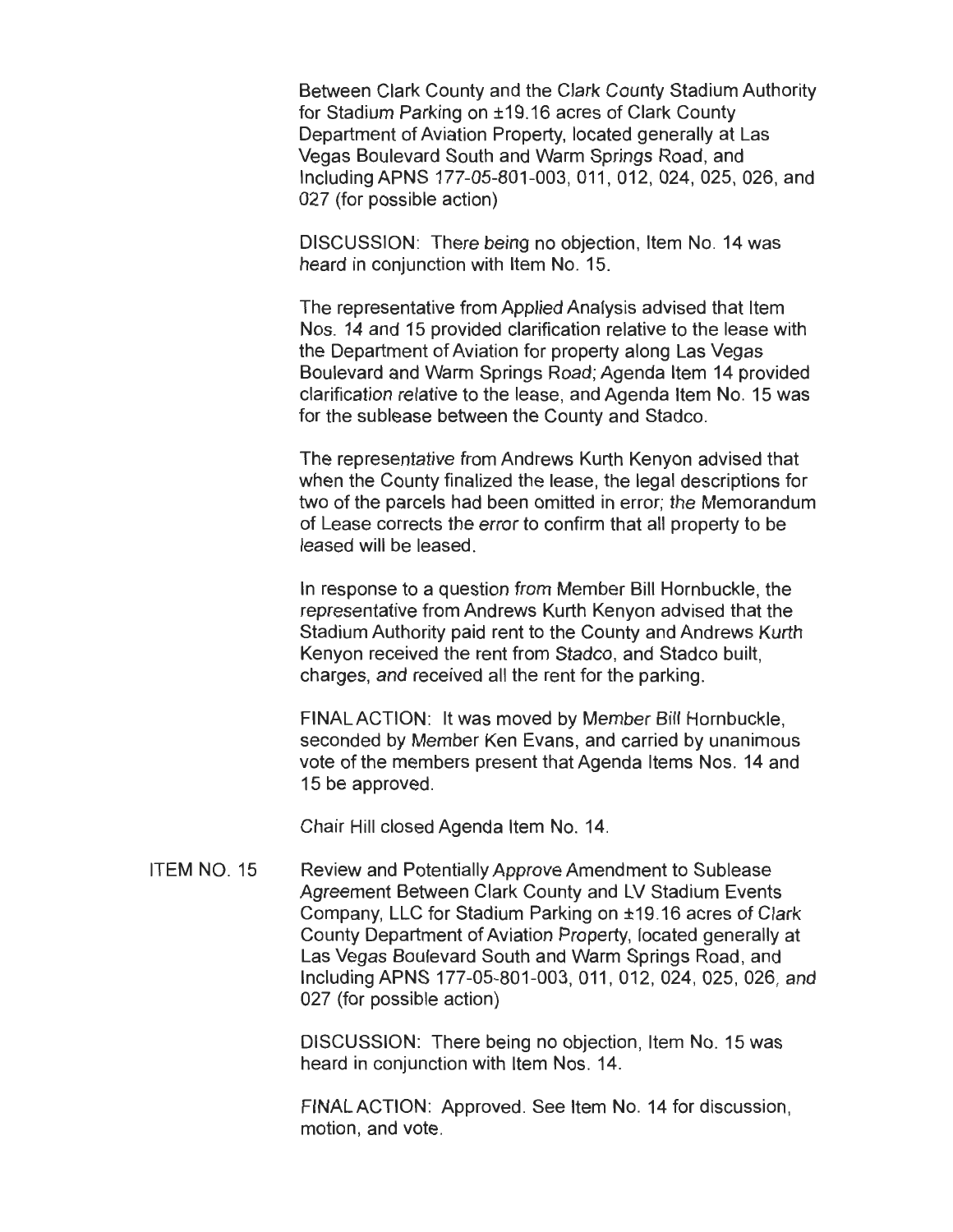Between Clark County and the Clark County Stadium Authority for Stadium Parking on ±19.16 acres of Clark County Department of Aviation Property, located generally at Las Vegas Boulevard South and Warm Springs Road, and Including APNS 177-05-801-003, 011, 012, 024, 025, 026, and 027 (for possible action)

DISCUSSION: There being no objection, Item No. 14 was heard in conjunction with Item No. 15.

The representative from Applied Analysis advised that Item Nos. 14 and 15 provided clarification relative to the lease with the Department of Aviation for property along Las Vegas Boulevard and Warm Springs Road; Agenda Item 14 provided clarification relative to the lease, and Agenda Item No. 15 was for the sublease between the County and Stadco.

The representative from Andrews Kurth Kenyon advised that when the County finalized the lease, the legal descriptions for two of the parcels had been omitted in error; the Memorandum of Lease corrects the error to confirm that all property to be leased will be leased.

In response to a question from Member Bill Hornbuckle, the representative from Andrews Kurth Kenyon advised that the Stadium Authority paid rent to the County and Andrews Kurth Kenyon received the rent from Stadco, and Stadco built, charges, and received all the rent for the parking.

FINAL ACTION: It was moved by Member Bill Hornbuckle, seconded by Member Ken Evans, and carried by unanimous vote of the members present that Agenda Items Nos. 14 and 15 be approved.

Chair Hill closed Agenda Item No. 14.

ITEM NO. 15 Review and Potentially Approve Amendment to Sublease Agreement Between Clark County and LV Stadium Events Company, LLC for Stadium Parking on ±19.16 acres of Clark County Department of Aviation Property, located generally at Las Vegas Boulevard South and Warm Springs Road, and Including APNS 177-05-801-003, 011, 012, 024, 025, 026, and 027 (for possible action)

DISCUSSION: There being no objection, Item No. 15 was heard in conjunction with Item Nos. 14.

FINAL ACTION: Approved. See Item No. 14 for discussion, motion, and vote.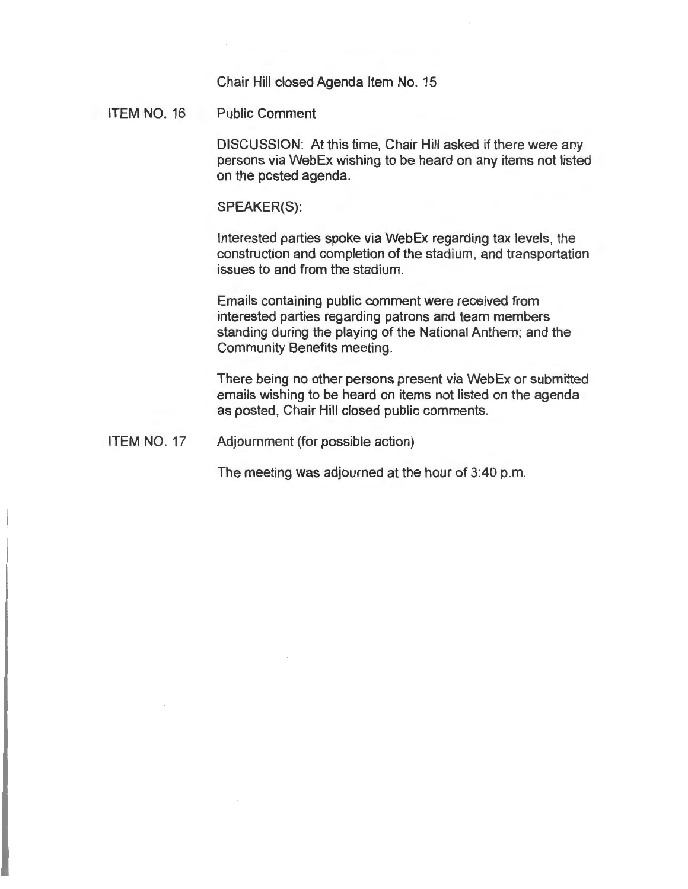Chair Hill closed Agenda Item No. 15

ITEM NO. 16 Public Comment

DISCUSSION: At this time, Chair Hill asked if there were any persons via WebEx wishing to be heard on any items not listed on the posted agenda.

SPEAKER(S):

Interested parties spoke via WebEx regarding tax levels, the construction and completion of the stadium, and transportation issues to and from the stadium.

Emails containing public comment were received from interested parties regarding patrons and team members standing during the playing of the National Anthem; and the Community Benefits meeting.

There being no other persons present via WebEx or submitted emails wishing to be heard on items not listed on the agenda as posted, Chair Hill closed public comments.

ITEM NO. 17 Adjournment (for possible action)

The meeting was adjourned at the hour of 3:40 p.m.